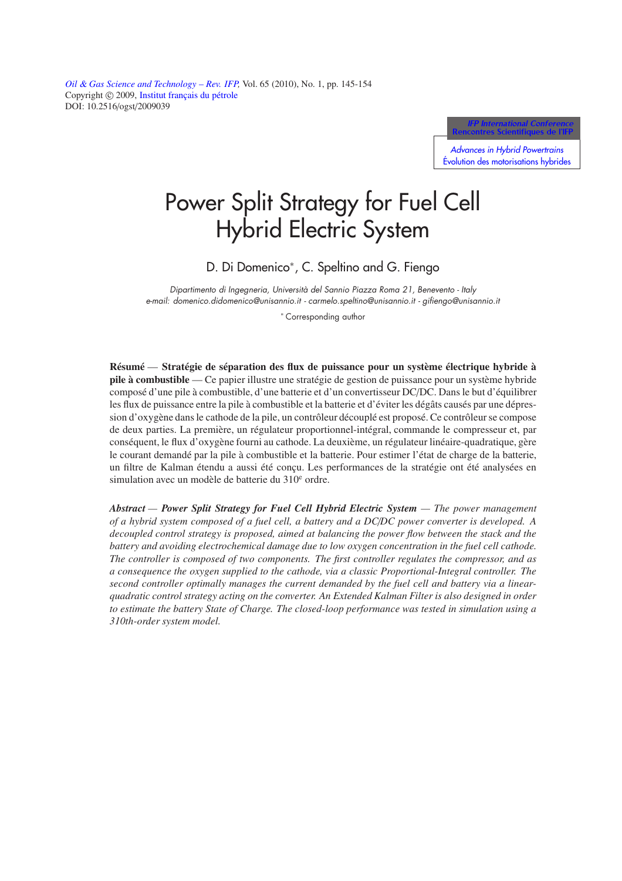Oil & Gas Science and Technology – Rev. IFP, Vol. 65 (2010), No. 1, pp. 145-154
Copyright © 2009, Institut français du pétrole
DOI: 10.2516/ogst/2009039

IFP International Conference
Rencontres Scientifiques de l'IFP

Advances in Hybrid Powertrains
Évolution des motorisations hybrides

# Power Split Strategy for Fuel Cell Hybrid Electric System

D. Di Domenico*, C. Speltino and G. Fiengo

*Dipartimento di Ingegneria, Università del Sannio Piazza Roma 21, Benevento - Italy*
*e-mail: domenico.didomenico@unisannio.it - carmelo.speltino@unisannio.it - gifiengo@unisannio.it*

\* Corresponding author

**Résumé — Stratégie de séparation des flux de puissance pour un système électrique hybride à pile à combustible** — Ce papier illustre une stratégie de gestion de puissance pour un système hybride composé d'une pile à combustible, d'une batterie et d'un convertisseur DC/DC. Dans le but d'équilibrer les flux de puissance entre la pile à combustible et la batterie et d'éviter les dégâts causés par une dépression d'oxygène dans le cathode de la pile, un contrôleur découplé est proposé. Ce contrôleur se compose de deux parties. La première, un régulateur proportionnel-intégral, commande le compresseur et, par conséquent, le flux d'oxygène fourni au cathode. La deuxième, un régulateur linéaire-quadratique, gère le courant demandé par la pile à combustible et la batterie. Pour estimer l'état de charge de la batterie, un filtre de Kalman étendu a aussi été conçu. Les performances de la stratégie ont été analysées en simulation avec un modèle de batterie du 310$^{e}$ ordre.

***Abstract* — *Power Split Strategy for Fuel Cell Hybrid Electric System*** — *The power management of a hybrid system composed of a fuel cell, a battery and a DC/DC power converter is developed. A decoupled control strategy is proposed, aimed at balancing the power flow between the stack and the battery and avoiding electrochemical damage due to low oxygen concentration in the fuel cell cathode. The controller is composed of two components. The first controller regulates the compressor, and as a consequence the oxygen supplied to the cathode, via a classic Proportional-Integral controller. The second controller optimally manages the current demanded by the fuel cell and battery via a linear-quadratic control strategy acting on the converter. An Extended Kalman Filter is also designed in order to estimate the battery State of Charge. The closed-loop performance was tested in simulation using a 310th-order system model.*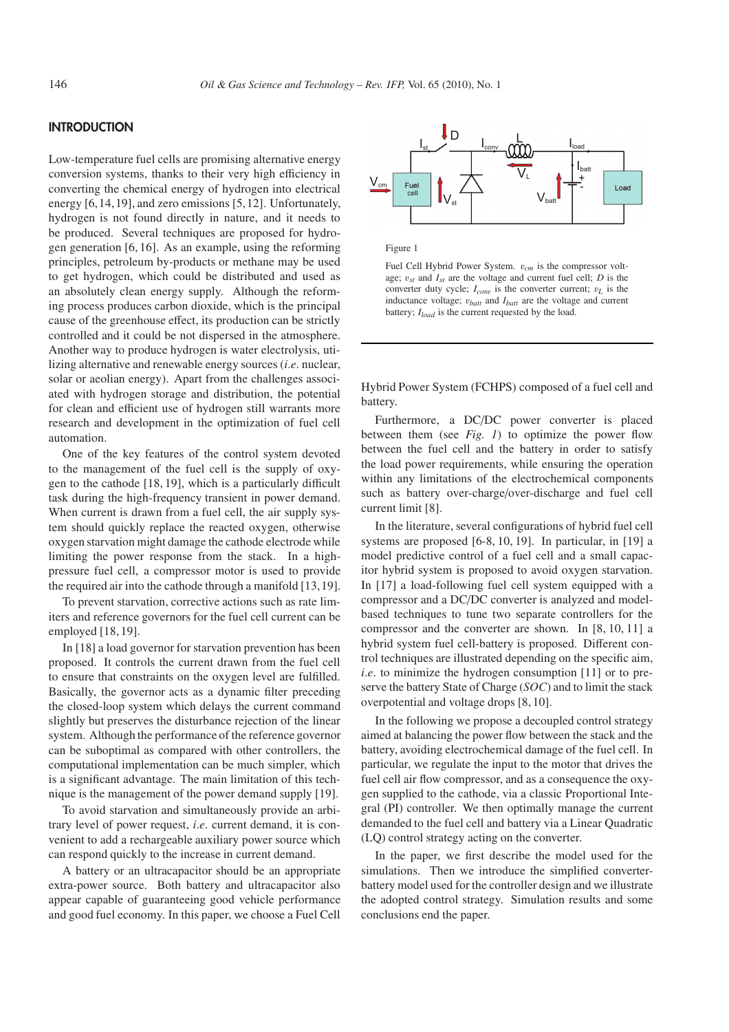## INTRODUCTION

Low-temperature fuel cells are promising alternative energy conversion systems, thanks to their very high efficiency in converting the chemical energy of hydrogen into electrical energy [6, 14, 19], and zero emissions [5, 12]. Unfortunately, hydrogen is not found directly in nature, and it needs to be produced. Several techniques are proposed for hydrogen generation [6, 16]. As an example, using the reforming principles, petroleum by-products or methane may be used to get hydrogen, which could be distributed and used as an absolutely clean energy supply. Although the reforming process produces carbon dioxide, which is the principal cause of the greenhouse effect, its production can be strictly controlled and it could be not dispersed in the atmosphere. Another way to produce hydrogen is water electrolysis, utilizing alternative and renewable energy sources (*i.e*. nuclear, solar or aeolian energy). Apart from the challenges associated with hydrogen storage and distribution, the potential for clean and efficient use of hydrogen still warrants more research and development in the optimization of fuel cell automation.

One of the key features of the control system devoted to the management of the fuel cell is the supply of oxygen to the cathode [18, 19], which is a particularly difficult task during the high-frequency transient in power demand. When current is drawn from a fuel cell, the air supply system should quickly replace the reacted oxygen, otherwise oxygen starvation might damage the cathode electrode while limiting the power response from the stack. In a high-pressure fuel cell, a compressor motor is used to provide the required air into the cathode through a manifold [13, 19].

To prevent starvation, corrective actions such as rate limiters and reference governors for the fuel cell current can be employed [18, 19].

In [18] a load governor for starvation prevention has been proposed. It controls the current drawn from the fuel cell to ensure that constraints on the oxygen level are fulfilled. Basically, the governor acts as a dynamic filter preceding the closed-loop system which delays the current command slightly but preserves the disturbance rejection of the linear system. Although the performance of the reference governor can be suboptimal as compared with other controllers, the computational implementation can be much simpler, which is a significant advantage. The main limitation of this technique is the management of the power demand supply [19].

To avoid starvation and simultaneously provide an arbitrary level of power request, *i.e*. current demand, it is convenient to add a rechargeable auxiliary power source which can respond quickly to the increase in current demand.

A battery or an ultracapacitor should be an appropriate extra-power source. Both battery and ultracapacitor also appear capable of guaranteeing good vehicle performance and good fuel economy. In this paper, we choose a Fuel Cell Hybrid Power System (FCHPS) composed of a fuel cell and battery.

Figure 1

Fuel Cell Hybrid Power System. $v_{cm}$ is the compressor voltage; $v_{st}$ and $I_{st}$ are the voltage and current fuel cell; $D$ is the converter duty cycle; $I_{conv}$ is the converter current; $v_L$ is the inductance voltage; $v_{batt}$ and $I_{batt}$ are the voltage and current battery; $I_{load}$ is the current requested by the load.

Furthermore, a DC/DC power converter is placed between them (see *Fig. 1*) to optimize the power flow between the fuel cell and the battery in order to satisfy the load power requirements, while ensuring the operation within any limitations of the electrochemical components such as battery over-charge/over-discharge and fuel cell current limit [8].

In the literature, several configurations of hybrid fuel cell systems are proposed [6-8, 10, 19]. In particular, in [19] a model predictive control of a fuel cell and a small capacitor hybrid system is proposed to avoid oxygen starvation. In [17] a load-following fuel cell system equipped with a compressor and a DC/DC converter is analyzed and model-based techniques to tune two separate controllers for the compressor and the converter are shown. In [8, 10, 11] a hybrid system fuel cell-battery is proposed. Different control techniques are illustrated depending on the specific aim, *i.e*. to minimize the hydrogen consumption [11] or to preserve the battery State of Charge (*SOC*) and to limit the stack overpotential and voltage drops [8, 10].

In the following we propose a decoupled control strategy aimed at balancing the power flow between the stack and the battery, avoiding electrochemical damage of the fuel cell. In particular, we regulate the input to the motor that drives the fuel cell air flow compressor, and as a consequence the oxygen supplied to the cathode, via a classic Proportional Integral (PI) controller. We then optimally manage the current demanded to the fuel cell and battery via a Linear Quadratic (LQ) control strategy acting on the converter.

In the paper, we first describe the model used for the simulations. Then we introduce the simplified converter-battery model used for the controller design and we illustrate the adopted control strategy. Simulation results and some conclusions end the paper.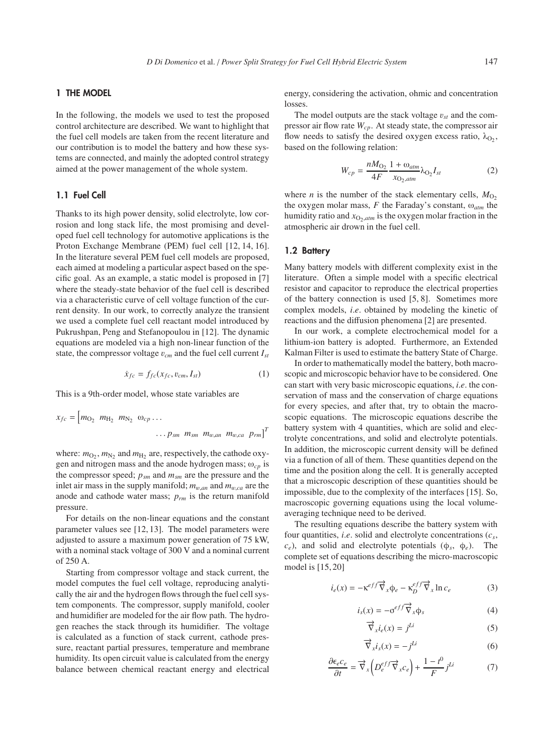## 1 THE MODEL

In the following, the models we used to test the proposed control architecture are described. We want to highlight that the fuel cell models are taken from the recent literature and our contribution is to model the battery and how these systems are connected, and mainly the adopted control strategy aimed at the power management of the whole system.

### 1.1 Fuel Cell

Thanks to its high power density, solid electrolyte, low corrosion and long stack life, the most promising and developed fuel cell technology for automotive applications is the Proton Exchange Membrane (PEM) fuel cell [12, 14, 16]. In the literature several PEM fuel cell models are proposed, each aimed at modeling a particular aspect based on the specific goal. As an example, a static model is proposed in [7] where the steady-state behavior of the fuel cell is described via a characteristic curve of cell voltage function of the current density. In our work, to correctly analyze the transient we used a complete fuel cell reactant model introduced by Pukrushpan, Peng and Stefanopoulou in [12]. The dynamic equations are modeled via a high non-linear function of the state, the compressor voltage $v_{cm}$ and the fuel cell current $I_{st}$

$$\dot{x}_{fc} = f_{fc}(x_{fc}, v_{cm}, I_{st}) \tag{1}$$

This is a 9th-order model, whose state variables are

$$x_{fc} = \begin{bmatrix} m_{O_2} & m_{H_2} & m_{N_2} & \omega_{cp} \ldots \\ & & \ldots p_{sm} & m_{sm} & m_{w,an} & m_{w,ca} & p_{rm} \end{bmatrix}^T$$

where: $m_{O_2}$, $m_{N_2}$ and $m_{H_2}$ are, respectively, the cathode oxygen and nitrogen mass and the anode hydrogen mass; $\omega_{cp}$ is the compressor speed; $p_{sm}$ and $m_{sm}$ are the pressure and the inlet air mass in the supply manifold; $m_{w,an}$ and $m_{w,ca}$ are the anode and cathode water mass; $p_{rm}$ is the return manifold pressure.

For details on the non-linear equations and the constant parameter values see [12, 13]. The model parameters were adjusted to assure a maximum power generation of 75 kW, with a nominal stack voltage of 300 V and a nominal current of 250 A.

Starting from compressor voltage and stack current, the model computes the fuel cell voltage, reproducing analytically the air and the hydrogen flows through the fuel cell system components. The compressor, supply manifold, cooler and humidifier are modeled for the air flow path. The hydrogen reaches the stack through its humidifier. The voltage is calculated as a function of stack current, cathode pressure, reactant partial pressures, temperature and membrane humidity. Its open circuit value is calculated from the energy balance between chemical reactant energy and electrical energy, considering the activation, ohmic and concentration losses.

The model outputs are the stack voltage $v_{st}$ and the compressor air flow rate $W_{cp}$. At steady state, the compressor air flow needs to satisfy the desired oxygen excess ratio, $\lambda_{O_2}$, based on the following relation:

$$W_{cp} = \frac{nM_{O_2}}{4F} \frac{1 + \omega_{atm}}{x_{O_2,atm}} \lambda_{O_2} I_{st} \tag{2}$$

where $n$ is the number of the stack elementary cells, $M_{O_2}$ the oxygen molar mass, $F$ the Faraday's constant, $\omega_{atm}$ the humidity ratio and $x_{O_2,atm}$ is the oxygen molar fraction in the atmospheric air drown in the fuel cell.

### 1.2 Battery

Many battery models with different complexity exist in the literature. Often a simple model with a specific electrical resistor and capacitor to reproduce the electrical properties of the battery connection is used [5, 8]. Sometimes more complex models, *i.e*. obtained by modeling the kinetic of reactions and the diffusion phenomena [2] are presented.

In our work, a complete electrochemical model for a lithium-ion battery is adopted. Furthermore, an Extended Kalman Filter is used to estimate the battery State of Charge.

In order to mathematically model the battery, both macroscopic and microscopic behavior have to be considered. One can start with very basic microscopic equations, *i.e*. the conservation of mass and the conservation of charge equations for every species, and after that, try to obtain the macroscopic equations. The microscopic equations describe the battery system with 4 quantities, which are solid and electrolyte concentrations, and solid and electrolyte potentials. In addition, the microscopic current density will be defined via a function of all of them. These quantities depend on the time and the position along the cell. It is generally accepted that a microscopic description of these quantities should be impossible, due to the complexity of the interfaces [15]. So, macroscopic governing equations using the local volume-averaging technique need to be derived.

The resulting equations describe the battery system with four quantities, *i.e*. solid and electrolyte concentrations ($c_s$, $c_e$), and solid and electrolyte potentials ($\phi_s$, $\phi_e$). The complete set of equations describing the micro-macroscopic model is [15, 20]

$$i_e(x) = -\kappa^{eff} \vec{\nabla}_x \phi_e - \kappa_D^{eff} \vec{\nabla}_x \ln c_e \tag{3}$$

$$i_s(x) = -\sigma^{eff} \vec{\nabla}_x \phi_s \tag{4}$$

$$\vec{\nabla}_x i_e(x) = j^{Li} \tag{5}$$

$$\vec{\nabla}_x i_s(x) = -j^{Li} \tag{6}$$

$$\frac{\partial \epsilon_e c_e}{\partial t} = \vec{\nabla}_x \left( D_e^{eff} \vec{\nabla}_x c_e \right) + \frac{1 - t^0}{F} j^{Li} \tag{7}$$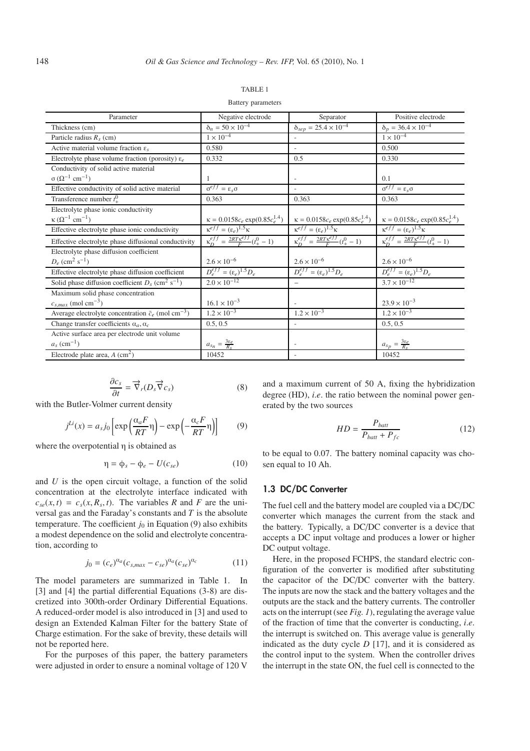TABLE 1

Battery parameters

| Parameter | Negative electrode | Separator | Positive electrode |
|---|---|---|---|
| Thickness (cm) | $\delta_n = 50 \times 10^{-4}$ | $\delta_{sep} = 25.4 \times 10^{-4}$ | $\delta_p = 36.4 \times 10^{-4}$ |
| Particle radius $R_s$ (cm) | $1 \times 10^{-4}$ | - | $1 \times 10^{-4}$ |
| Active material volume fraction $\varepsilon_s$ | 0.580 | - | 0.500 |
| Electrolyte phase volume fraction (porosity) $\varepsilon_e$ | 0.332 | 0.5 | 0.330 |
| Conductivity of solid active material $\sigma$ ($\Omega^{-1}$ cm$^{-1}$) | 1 | - | 0.1 |
| Effective conductivity of solid active material | $\sigma^{eff} = \varepsilon_s \sigma$ | - | $\sigma^{eff} = \varepsilon_s \sigma$ |
| Transference number $t_+^0$ | 0.363 | 0.363 | 0.363 |
| Electrolyte phase ionic conductivity $\kappa$ ($\Omega^{-1}$ cm$^{-1}$) | $\kappa = 0.0158 c_e \exp(0.85 c_e^{1.4})$ | $\kappa = 0.0158 c_e \exp(0.85 c_e^{1.4})$ | $\kappa = 0.0158 c_e \exp(0.85 c_e^{1.4})$ |
| Effective electrolyte phase ionic conductivity | $\kappa^{eff} = (\varepsilon_e)^{1.5} \kappa$ | $\kappa^{eff} = (\varepsilon_e)^{1.5} \kappa$ | $\kappa^{eff} = (\varepsilon_e)^{1.5} \kappa$ |
| Effective electrolyte phase diffusional conductivity | $\kappa_D^{eff} = \frac{2RT\kappa^{eff}}{F}(t_+^0 - 1)$ | $\kappa_D^{eff} = \frac{2RT\kappa^{eff}}{F}(t_+^0 - 1)$ | $\kappa_D^{eff} = \frac{2RT\kappa^{eff}}{F}(t_+^0 - 1)$ |
| Electrolyte phase diffusion coefficient $D_e$ (cm$^2$ s$^{-1}$) | $2.6 \times 10^{-6}$ | $2.6 \times 10^{-6}$ | $2.6 \times 10^{-6}$ |
| Effective electrolyte phase diffusion coefficient | $D_e^{eff} = (\varepsilon_e)^{1.5} D_e$ | $D_e^{eff} = (\varepsilon_e)^{1.5} D_e$ | $D_e^{eff} = (\varepsilon_e)^{1.5} D_e$ |
| Solid phase diffusion coefficient $D_s$ (cm$^2$ s$^{-1}$) | $2.0 \times 10^{-12}$ | – | $3.7 \times 10^{-12}$ |
| Maximum solid phase concentration $c_{s,max}$ (mol cm$^{-3}$) | $16.1 \times 10^{-3}$ | - | $23.9 \times 10^{-3}$ |
| Average electrolyte concentration $\bar{c}_e$ (mol cm$^{-3}$) | $1.2 \times 10^{-3}$ | $1.2 \times 10^{-3}$ | $1.2 \times 10^{-3}$ |
| Change transfer coefficients $\alpha_a, \alpha_c$ | 0.5, 0.5 | - | 0.5, 0.5 |
| Active surface area per electrode unit volume $a_s$ (cm$^{-1}$) | $a_{s_n} = \frac{3\varepsilon_e}{R_s}$ | - | $a_{s_p} = \frac{3\varepsilon_e}{R_s}$ |
| Electrode plate area, $A$ (cm$^2$) | 10452 | - | 10452 |

$$\frac{\partial c_s}{\partial t} = \vec{\nabla}_r (D_s \vec{\nabla} c_s) \tag{8}$$

with the Butler-Volmer current density

$$j^{Li}(x) = a_s j_0 \left[ \exp\left(\frac{\alpha_a F}{RT}\eta\right) - \exp\left(-\frac{\alpha_c F}{RT}\eta\right) \right] \tag{9}$$

where the overpotential $\eta$ is obtained as

$$\eta = \phi_s - \phi_e - U(c_{se}) \tag{10}$$

and $U$ is the open circuit voltage, a function of the solid concentration at the electrolyte interface indicated with $c_{se}(x,t) = c_s(x, R_s, t)$. The variables $R$ and $F$ are the universal gas and the Faraday's constants and $T$ is the absolute temperature. The coefficient $j_0$ in Equation (9) also exhibits a modest dependence on the solid and electrolyte concentration, according to

$$j_0 = (c_e)^{\alpha_a} (c_{s,max} - c_{se})^{\alpha_a} (c_{se})^{\alpha_c} \tag{11}$$

The model parameters are summarized in Table 1. In [3] and [4] the partial differential Equations (3-8) are discretized into 300th-order Ordinary Differential Equations. A reduced-order model is also introduced in [3] and used to design an Extended Kalman Filter for the battery State of Charge estimation. For the sake of brevity, these details will not be reported here.

For the purposes of this paper, the battery parameters were adjusted in order to ensure a nominal voltage of 120 V and a maximum current of 50 A, fixing the hybridization degree (HD), *i.e.* the ratio between the nominal power generated by the two sources

$$HD = \frac{P_{batt}}{P_{batt} + P_{fc}} \tag{12}$$

to be equal to 0.07. The battery nominal capacity was chosen equal to 10 Ah.

### 1.3 DC/DC Converter

The fuel cell and the battery model are coupled via a DC/DC converter which manages the current from the stack and the battery. Typically, a DC/DC converter is a device that accepts a DC input voltage and produces a lower or higher DC output voltage.

Here, in the proposed FCHPS, the standard electric configuration of the converter is modified after substituting the capacitor of the DC/DC converter with the battery. The inputs are now the stack and the battery voltages and the outputs are the stack and the battery currents. The controller acts on the interrupt (see *Fig. 1*), regulating the average value of the fraction of time that the converter is conducting, *i.e.* the interrupt is switched on. This average value is generally indicated as the duty cycle $D$ [17], and it is considered as the control input to the system. When the controller drives the interrupt in the state ON, the fuel cell is connected to the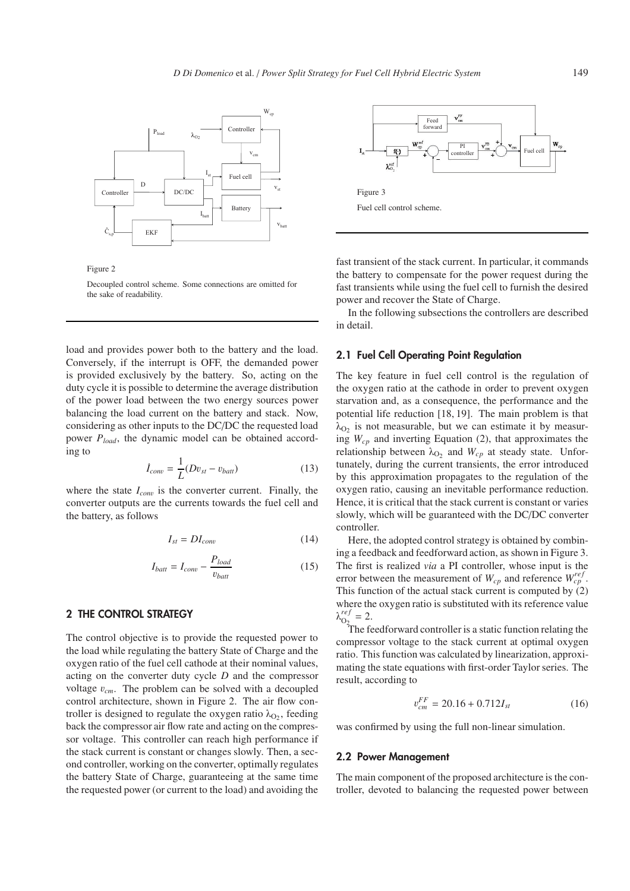Figure 2

Decoupled control scheme. Some connections are omitted for the sake of readability.

load and provides power both to the battery and the load. Conversely, if the interrupt is OFF, the demanded power is provided exclusively by the battery. So, acting on the duty cycle it is possible to determine the average distribution of the power load between the two energy sources power balancing the load current on the battery and stack. Now, considering as other inputs to the DC/DC the requested load power $P_{load}$, the dynamic model can be obtained according to

$$\dot{I}_{conv} = \frac{1}{L}(Dv_{st} - v_{batt}) \tag{13}$$

where the state $I_{conv}$ is the converter current. Finally, the converter outputs are the currents towards the fuel cell and the battery, as follows

$$I_{st} = DI_{conv} \tag{14}$$

$$I_{batt} = I_{conv} - \frac{P_{load}}{v_{batt}} \tag{15}$$

## 2 THE CONTROL STRATEGY

The control objective is to provide the requested power to the load while regulating the battery State of Charge and the oxygen ratio of the fuel cell cathode at their nominal values, acting on the converter duty cycle $D$ and the compressor voltage $v_{cm}$. The problem can be solved with a decoupled control architecture, shown in Figure 2. The air flow controller is designed to regulate the oxygen ratio $\lambda_{O_2}$, feeding back the compressor air flow rate and acting on the compressor voltage. This controller can reach high performance if the stack current is constant or changes slowly. Then, a second controller, working on the converter, optimally regulates the battery State of Charge, guaranteeing at the same time the requested power (or current to the load) and avoiding the fast transient of the stack current. In particular, it commands the battery to compensate for the power request during the fast transients while using the fuel cell to furnish the desired power and recover the State of Charge.

In the following subsections the controllers are described in detail.

Figure 3

Fuel cell control scheme.

### 2.1 Fuel Cell Operating Point Regulation

The key feature in fuel cell control is the regulation of the oxygen ratio at the cathode in order to prevent oxygen starvation and, as a consequence, the performance and the potential life reduction [18, 19]. The main problem is that $\lambda_{O_2}$ is not measurable, but we can estimate it by measuring $W_{cp}$ and inverting Equation (2), that approximates the relationship between $\lambda_{O_2}$ and $W_{cp}$ at steady state. Unfortunately, during the current transients, the error introduced by this approximation propagates to the regulation of the oxygen ratio, causing an inevitable performance reduction. Hence, it is critical that the stack current is constant or varies slowly, which will be guaranteed with the DC/DC converter controller.

Here, the adopted control strategy is obtained by combining a feedback and feedforward action, as shown in Figure 3. The first is realized *via* a PI controller, whose input is the error between the measurement of $W_{cp}$ and reference $W_{cp}^{ref}$. This function of the actual stack current is computed by (2) where the oxygen ratio is substituted with its reference value $\lambda_{O_2}^{ref} = 2$.

The feedforward controller is a static function relating the compressor voltage to the stack current at optimal oxygen ratio. This function was calculated by linearization, approximating the state equations with first-order Taylor series. The result, according to

$$v_{cm}^{FF} = 20.16 + 0.712 I_{st} \tag{16}$$

was confirmed by using the full non-linear simulation.

### 2.2 Power Management

The main component of the proposed architecture is the controller, devoted to balancing the requested power between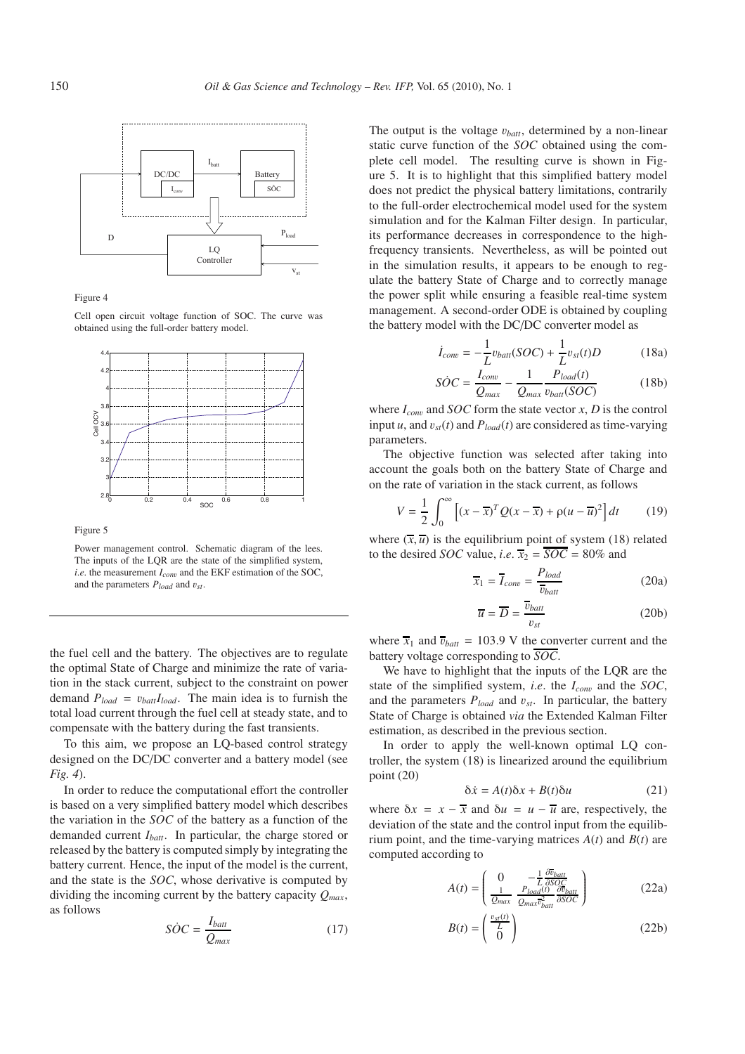Figure 4

Cell open circuit voltage function of SOC. The curve was obtained using the full-order battery model.

Figure 5

Power management control. Schematic diagram of the lees. The inputs of the LQR are the state of the simplified system, *i.e*. the measurement $I_{conv}$ and the EKF estimation of the SOC, and the parameters $P_{load}$ and $v_{st}$.

the fuel cell and the battery. The objectives are to regulate the optimal State of Charge and minimize the rate of variation in the stack current, subject to the constraint on power demand $P_{load} = v_{batt} I_{load}$. The main idea is to furnish the total load current through the fuel cell at steady state, and to compensate with the battery during the fast transients.

To this aim, we propose an LQ-based control strategy designed on the DC/DC converter and a battery model (see *Fig. 4*).

In order to reduce the computational effort the controller is based on a very simplified battery model which describes the variation in the *SOC* of the battery as a function of the demanded current $I_{batt}$. In particular, the charge stored or released by the battery is computed simply by integrating the battery current. Hence, the input of the model is the current, and the state is the *SOC*, whose derivative is computed by dividing the incoming current by the battery capacity $Q_{max}$, as follows

$$S\dot{O}C = \frac{I_{batt}}{Q_{max}} \tag{17}$$

The output is the voltage $v_{batt}$, determined by a non-linear static curve function of the *SOC* obtained using the complete cell model. The resulting curve is shown in Figure 5. It is to highlight that this simplified battery model does not predict the physical battery limitations, contrarily to the full-order electrochemical model used for the system simulation and for the Kalman Filter design. In particular, its performance decreases in correspondence to the high-frequency transients. Nevertheless, as will be pointed out in the simulation results, it appears to be enough to regulate the battery State of Charge and to correctly manage the power split while ensuring a feasible real-time system management. A second-order ODE is obtained by coupling the battery model with the DC/DC converter model as

$$\dot{I}_{conv} = -\frac{1}{L} v_{batt}(SOC) + \frac{1}{L} v_{st}(t) D \tag{18a}$$

$$S\dot{O}C = \frac{I_{conv}}{Q_{max}} - \frac{1}{Q_{max}} \frac{P_{load}(t)}{v_{batt}(SOC)} \tag{18b}$$

where $I_{conv}$ and *SOC* form the state vector $x$, $D$ is the control input $u$, and $v_{st}(t)$ and $P_{load}(t)$ are considered as time-varying parameters.

The objective function was selected after taking into account the goals both on the battery State of Charge and on the rate of variation in the stack current, as follows

$$V = \frac{1}{2} \int_0^{\infty} \left[ (x - \overline{x})^T Q (x - \overline{x}) + \rho (u - \overline{u})^2 \right] dt \tag{19}$$

where $(\overline{x}, \overline{u})$ is the equilibrium point of system (18) related to the desired *SOC* value, *i.e*. $\overline{x}_2 = \overline{SOC} = 80\%$ and

$$\overline{x}_1 = \overline{I}_{conv} = \frac{P_{load}}{\overline{v}_{batt}} \tag{20a}$$

$$\overline{u} = \overline{D} = \frac{\overline{v}_{batt}}{v_{st}} \tag{20b}$$

where $\overline{x}_1$ and $\overline{v}_{batt} = 103.9$ V the converter current and the battery voltage corresponding to $\overline{SOC}$.

We have to highlight that the inputs of the LQR are the state of the simplified system, *i.e*. the $I_{conv}$ and the *SOC*, and the parameters $P_{load}$ and $v_{st}$. In particular, the battery State of Charge is obtained *via* the Extended Kalman Filter estimation, as described in the previous section.

In order to apply the well-known optimal LQ controller, the system (18) is linearized around the equilibrium point (20)

$$\delta\dot{x} = A(t)\delta x + B(t)\delta u \tag{21}$$

where $\delta x = x - \overline{x}$ and $\delta u = u - \overline{u}$ are, respectively, the deviation of the state and the control input from the equilibrium point, and the time-varying matrices $A(t)$ and $B(t)$ are computed according to

$$A(t) = \begin{pmatrix} 0 & -\frac{1}{L}\frac{\partial \overline{v}_{batt}}{\partial SOC} \\ \frac{1}{Q_{max}} & \frac{P_{load}(t)}{Q_{max}\overline{v}_{batt}^2}\frac{\partial \overline{v}_{batt}}{\partial SOC} \end{pmatrix} \tag{22a}$$

$$B(t) = \begin{pmatrix} \frac{v_{st}(t)}{L} \\ 0 \end{pmatrix} \tag{22b}$$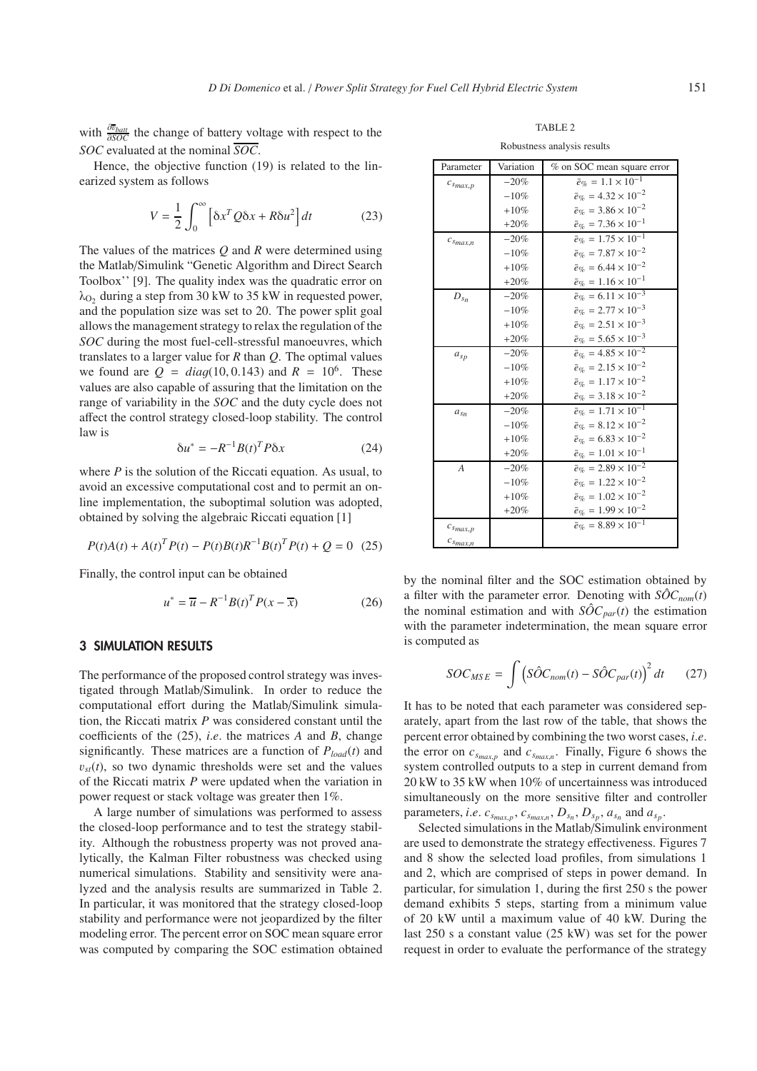with $\frac{\partial \overline{v}_{batt}}{\partial SOC}$ the change of battery voltage with respect to the $SOC$ evaluated at the nominal $\overline{SOC}$.

Hence, the objective function (19) is related to the linearized system as follows

$$V = \frac{1}{2}\int_0^{\infty}\left[\delta x^T Q \delta x + R\delta u^2\right]dt \tag{23}$$

The values of the matrices $Q$ and $R$ were determined using the Matlab/Simulink "Genetic Algorithm and Direct Search Toolbox'' [9]. The quality index was the quadratic error on $\lambda_{O_2}$ during a step from 30 kW to 35 kW in requested power, and the population size was set to 20. The power split goal allows the management strategy to relax the regulation of the $SOC$ during the most fuel-cell-stressful manoeuvres, which translates to a larger value for $R$ than $Q$. The optimal values we found are $Q = diag(10, 0.143)$ and $R = 10^6$. These values are also capable of assuring that the limitation on the range of variability in the $SOC$ and the duty cycle does not affect the control strategy closed-loop stability. The control law is

$$\delta u^* = -R^{-1}B(t)^T P \delta x \tag{24}$$

where $P$ is the solution of the Riccati equation. As usual, to avoid an excessive computational cost and to permit an online implementation, the suboptimal solution was adopted, obtained by solving the algebraic Riccati equation [1]

$$P(t)A(t) + A(t)^T P(t) - P(t)B(t)R^{-1}B(t)^T P(t) + Q = 0 \tag{25}$$

Finally, the control input can be obtained

$$u^* = \overline{u} - R^{-1}B(t)^T P(x - \overline{x}) \tag{26}$$

## 3 SIMULATION RESULTS

The performance of the proposed control strategy was investigated through Matlab/Simulink. In order to reduce the computational effort during the Matlab/Simulink simulation, the Riccati matrix $P$ was considered constant until the coefficients of the (25), *i.e*. the matrices $A$ and $B$, change significantly. These matrices are a function of $P_{load}(t)$ and $v_{st}(t)$, so two dynamic thresholds were set and the values of the Riccati matrix $P$ were updated when the variation in power request or stack voltage was greater then 1%.

A large number of simulations was performed to assess the closed-loop performance and to test the strategy stability. Although the robustness property was not proved analytically, the Kalman Filter robustness was checked using numerical simulations. Stability and sensitivity were analyzed and the analysis results are summarized in Table 2. In particular, it was monitored that the strategy closed-loop stability and performance were not jeopardized by the filter modeling error. The percent error on SOC mean square error was computed by comparing the SOC estimation obtained

TABLE 2

Robustness analysis results

| Parameter | Variation | % on SOC mean square error |
|---|---|---|
| $c_{s_{max,p}}$ | −20% | $\bar{e}_{\%} = 1.1 \times 10^{-1}$ |
| | −10% | $\bar{e}_{\%} = 4.32 \times 10^{-2}$ |
| | +10% | $\bar{e}_{\%} = 3.86 \times 10^{-2}$ |
| | +20% | $\bar{e}_{\%} = 7.36 \times 10^{-1}$ |
| $c_{s_{max,n}}$ | −20% | $\bar{e}_{\%} = 1.75 \times 10^{-1}$ |
| | −10% | $\bar{e}_{\%} = 7.87 \times 10^{-2}$ |
| | +10% | $\bar{e}_{\%} = 6.44 \times 10^{-2}$ |
| | +20% | $\bar{e}_{\%} = 1.16 \times 10^{-1}$ |
| $D_{s_n}$ | −20% | $\bar{e}_{\%} = 6.11 \times 10^{-3}$ |
| | −10% | $\bar{e}_{\%} = 2.77 \times 10^{-3}$ |
| | +10% | $\bar{e}_{\%} = 2.51 \times 10^{-3}$ |
| | +20% | $\bar{e}_{\%} = 5.65 \times 10^{-3}$ |
| $a_{s_p}$ | −20% | $\bar{e}_{\%} = 4.85 \times 10^{-2}$ |
| | −10% | $\bar{e}_{\%} = 2.15 \times 10^{-2}$ |
| | +10% | $\bar{e}_{\%} = 1.17 \times 10^{-2}$ |
| | +20% | $\bar{e}_{\%} = 3.18 \times 10^{-2}$ |
| $a_{s_n}$ | −20% | $\bar{e}_{\%} = 1.71 \times 10^{-1}$ |
| | −10% | $\bar{e}_{\%} = 8.12 \times 10^{-2}$ |
| | +10% | $\bar{e}_{\%} = 6.83 \times 10^{-2}$ |
| | +20% | $\bar{e}_{\%} = 1.01 \times 10^{-1}$ |
| $A$ | −20% | $\bar{e}_{\%} = 2.89 \times 10^{-2}$ |
| | −10% | $\bar{e}_{\%} = 1.22 \times 10^{-2}$ |
| | +10% | $\bar{e}_{\%} = 1.02 \times 10^{-2}$ |
| | +20% | $\bar{e}_{\%} = 1.99 \times 10^{-2}$ |
| $c_{s_{max,p}}$ $c_{s_{max,n}}$ | | $\bar{e}_{\%} = 8.89 \times 10^{-1}$ |

by the nominal filter and the SOC estimation obtained by a filter with the parameter error. Denoting with $S\hat{O}C_{nom}(t)$ the nominal estimation and with $S\hat{O}C_{par}(t)$ the estimation with the parameter indetermination, the mean square error is computed as

$$SOC_{MSE} = \int \left(S\hat{O}C_{nom}(t) - S\hat{O}C_{par}(t)\right)^2 dt \tag{27}$$

It has to be noted that each parameter was considered separately, apart from the last row of the table, that shows the percent error obtained by combining the two worst cases, *i.e*. the error on $c_{s_{max,p}}$ and $c_{s_{max,n}}$. Finally, Figure 6 shows the system controlled outputs to a step in current demand from 20 kW to 35 kW when 10% of uncertainness was introduced simultaneously on the more sensitive filter and controller parameters, *i.e*. $c_{s_{max,p}}$, $c_{s_{max,n}}$, $D_{s_n}$, $D_{s_p}$, $a_{s_n}$ and $a_{s_p}$.

Selected simulations in the Matlab/Simulink environment are used to demonstrate the strategy effectiveness. Figures 7 and 8 show the selected load profiles, from simulations 1 and 2, which are comprised of steps in power demand. In particular, for simulation 1, during the first 250 s the power demand exhibits 5 steps, starting from a minimum value of 20 kW until a maximum value of 40 kW. During the last 250 s a constant value (25 kW) was set for the power request in order to evaluate the performance of the strategy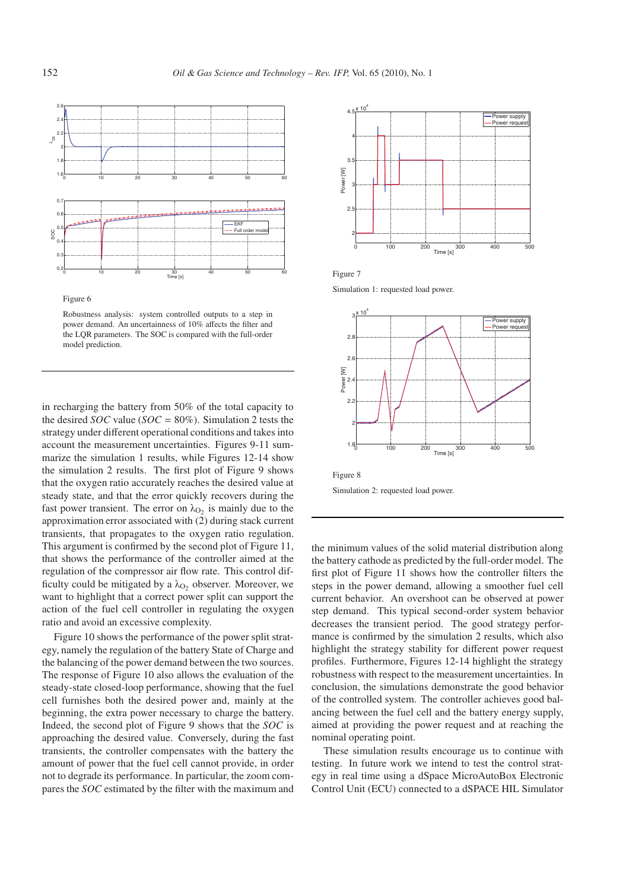Figure 6

Robustness analysis: system controlled outputs to a step in power demand. An uncertainness of 10% affects the filter and the LQR parameters. The SOC is compared with the full-order model prediction.

Figure 7

Simulation 1: requested load power.

Figure 8

Simulation 2: requested load power.

in recharging the battery from 50% of the total capacity to the desired *SOC* value (*SOC* = 80%). Simulation 2 tests the strategy under different operational conditions and takes into account the measurement uncertainties. Figures 9-11 summarize the simulation 1 results, while Figures 12-14 show the simulation 2 results. The first plot of Figure 9 shows that the oxygen ratio accurately reaches the desired value at steady state, and that the error quickly recovers during the fast power transient. The error on $\lambda_{O_2}$ is mainly due to the approximation error associated with (2) during stack current transients, that propagates to the oxygen ratio regulation. This argument is confirmed by the second plot of Figure 11, that shows the performance of the controller aimed at the regulation of the compressor air flow rate. This control difficulty could be mitigated by a $\lambda_{O_2}$ observer. Moreover, we want to highlight that a correct power split can support the action of the fuel cell controller in regulating the oxygen ratio and avoid an excessive complexity.

Figure 10 shows the performance of the power split strategy, namely the regulation of the battery State of Charge and the balancing of the power demand between the two sources. The response of Figure 10 also allows the evaluation of the steady-state closed-loop performance, showing that the fuel cell furnishes both the desired power and, mainly at the beginning, the extra power necessary to charge the battery. Indeed, the second plot of Figure 9 shows that the *SOC* is approaching the desired value. Conversely, during the fast transients, the controller compensates with the battery the amount of power that the fuel cell cannot provide, in order not to degrade its performance. In particular, the zoom compares the *SOC* estimated by the filter with the maximum and the minimum values of the solid material distribution along the battery cathode as predicted by the full-order model. The first plot of Figure 11 shows how the controller filters the steps in the power demand, allowing a smoother fuel cell current behavior. An overshoot can be observed at power step demand. This typical second-order system behavior decreases the transient period. The good strategy performance is confirmed by the simulation 2 results, which also highlight the strategy stability for different power request profiles. Furthermore, Figures 12-14 highlight the strategy robustness with respect to the measurement uncertainties. In conclusion, the simulations demonstrate the good behavior of the controlled system. The controller achieves good balancing between the fuel cell and the battery energy supply, aimed at providing the power request and at reaching the nominal operating point.

These simulation results encourage us to continue with testing. In future work we intend to test the control strategy in real time using a dSpace MicroAutoBox Electronic Control Unit (ECU) connected to a dSPACE HIL Simulator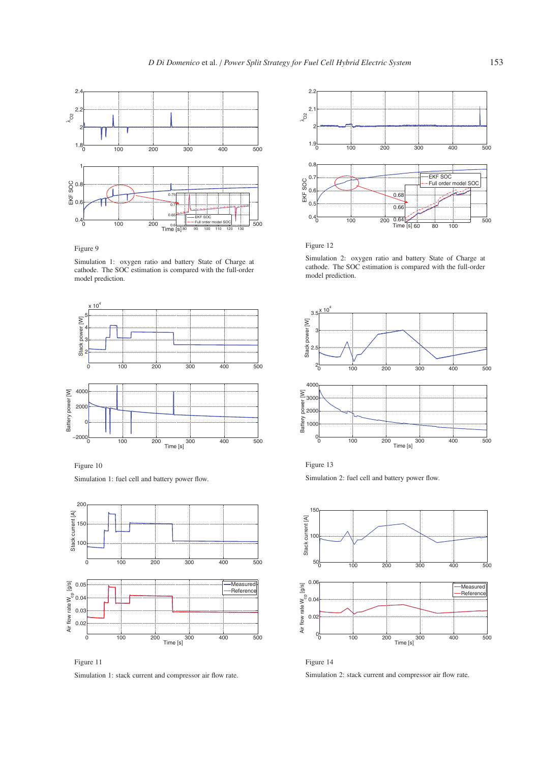Figure 9

Simulation 1: oxygen ratio and battery State of Charge at cathode. The SOC estimation is compared with the full-order model prediction.

Figure 12

Simulation 2: oxygen ratio and battery State of Charge at cathode. The SOC estimation is compared with the full-order model prediction.

Figure 10

Simulation 1: fuel cell and battery power flow.

Figure 13

Simulation 2: fuel cell and battery power flow.

Figure 11

Simulation 1: stack current and compressor air flow rate.

Figure 14

Simulation 2: stack current and compressor air flow rate.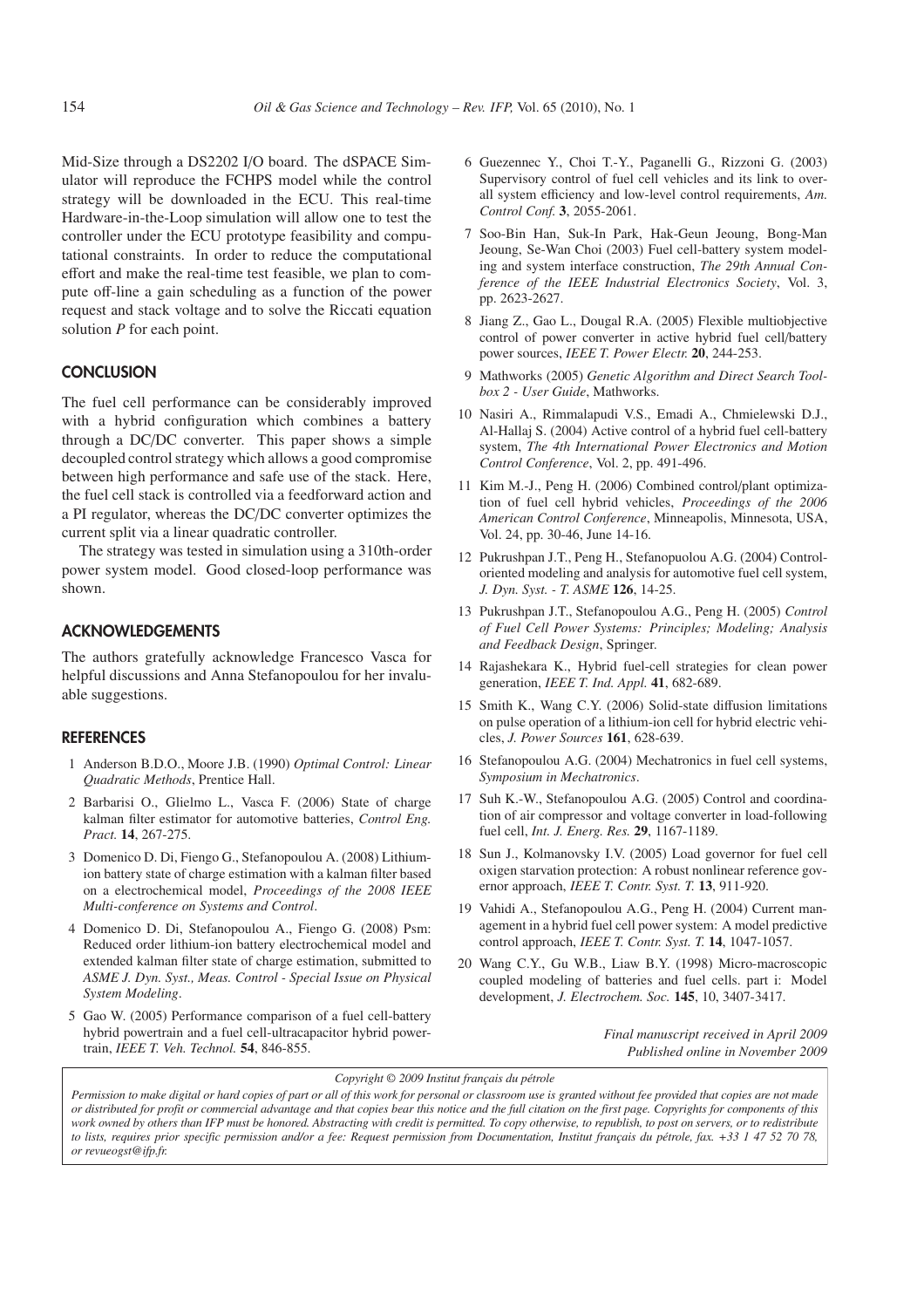Mid-Size through a DS2202 I/O board. The dSPACE Simulator will reproduce the FCHPS model while the control strategy will be downloaded in the ECU. This real-time Hardware-in-the-Loop simulation will allow one to test the controller under the ECU prototype feasibility and computational constraints. In order to reduce the computational effort and make the real-time test feasible, we plan to compute off-line a gain scheduling as a function of the power request and stack voltage and to solve the Riccati equation solution $P$ for each point.

## CONCLUSION

The fuel cell performance can be considerably improved with a hybrid configuration which combines a battery through a DC/DC converter. This paper shows a simple decoupled control strategy which allows a good compromise between high performance and safe use of the stack. Here, the fuel cell stack is controlled via a feedforward action and a PI regulator, whereas the DC/DC converter optimizes the current split via a linear quadratic controller.

The strategy was tested in simulation using a 310th-order power system model. Good closed-loop performance was shown.

## ACKNOWLEDGEMENTS

The authors gratefully acknowledge Francesco Vasca for helpful discussions and Anna Stefanopoulou for her invaluable suggestions.

## REFERENCES

1 Anderson B.D.O., Moore J.B. (1990) *Optimal Control: Linear Quadratic Methods*, Prentice Hall.

2 Barbarisi O., Glielmo L., Vasca F. (2006) State of charge kalman filter estimator for automotive batteries, *Control Eng. Pract.* **14**, 267-275.

3 Domenico D. Di, Fiengo G., Stefanopoulou A. (2008) Lithium-ion battery state of charge estimation with a kalman filter based on a electrochemical model, *Proceedings of the 2008 IEEE Multi-conference on Systems and Control*.

4 Domenico D. Di, Stefanopoulou A., Fiengo G. (2008) Psm: Reduced order lithium-ion battery electrochemical model and extended kalman filter state of charge estimation, submitted to *ASME J. Dyn. Syst., Meas. Control - Special Issue on Physical System Modeling*.

5 Gao W. (2005) Performance comparison of a fuel cell-battery hybrid powertrain and a fuel cell-ultracapacitor hybrid powertrain, *IEEE T. Veh. Technol.* **54**, 846-855.

6 Guezennec Y., Choi T.-Y., Paganelli G., Rizzoni G. (2003) Supervisory control of fuel cell vehicles and its link to overall system efficiency and low-level control requirements, *Am. Control Conf.* **3**, 2055-2061.

7 Soo-Bin Han, Suk-In Park, Hak-Geun Jeoung, Bong-Man Jeoung, Se-Wan Choi (2003) Fuel cell-battery system modeling and system interface construction, *The 29th Annual Conference of the IEEE Industrial Electronics Society*, Vol. 3, pp. 2623-2627.

8 Jiang Z., Gao L., Dougal R.A. (2005) Flexible multiobjective control of power converter in active hybrid fuel cell/battery power sources, *IEEE T. Power Electr.* **20**, 244-253.

9 Mathworks (2005) *Genetic Algorithm and Direct Search Toolbox 2 - User Guide*, Mathworks.

10 Nasiri A., Rimmalapudi V.S., Emadi A., Chmielewski D.J., Al-Hallaj S. (2004) Active control of a hybrid fuel cell-battery system, *The 4th International Power Electronics and Motion Control Conference*, Vol. 2, pp. 491-496.

11 Kim M.-J., Peng H. (2006) Combined control/plant optimization of fuel cell hybrid vehicles, *Proceedings of the 2006 American Control Conference*, Minneapolis, Minnesota, USA, Vol. 24, pp. 30-46, June 14-16.

12 Pukrushpan J.T., Peng H., Stefanopuolou A.G. (2004) Control-oriented modeling and analysis for automotive fuel cell system, *J. Dyn. Syst. - T. ASME* **126**, 14-25.

13 Pukrushpan J.T., Stefanopoulou A.G., Peng H. (2005) *Control of Fuel Cell Power Systems: Principles; Modeling; Analysis and Feedback Design*, Springer.

14 Rajashekara K., Hybrid fuel-cell strategies for clean power generation, *IEEE T. Ind. Appl.* **41**, 682-689.

15 Smith K., Wang C.Y. (2006) Solid-state diffusion limitations on pulse operation of a lithium-ion cell for hybrid electric vehicles, *J. Power Sources* **161**, 628-639.

16 Stefanopoulou A.G. (2004) Mechatronics in fuel cell systems, *Symposium in Mechatronics*.

17 Suh K.-W., Stefanopoulou A.G. (2005) Control and coordination of air compressor and voltage converter in load-following fuel cell, *Int. J. Energ. Res.* **29**, 1167-1189.

18 Sun J., Kolmanovsky I.V. (2005) Load governor for fuel cell oxigen starvation protection: A robust nonlinear reference governor approach, *IEEE T. Contr. Syst. T.* **13**, 911-920.

19 Vahidi A., Stefanopoulou A.G., Peng H. (2004) Current management in a hybrid fuel cell power system: A model predictive control approach, *IEEE T. Contr. Syst. T.* **14**, 1047-1057.

20 Wang C.Y., Gu W.B., Liaw B.Y. (1998) Micro-macroscopic coupled modeling of batteries and fuel cells. part i: Model development, *J. Electrochem. Soc.* **145**, 10, 3407-3417.

*Final manuscript received in April 2009*
*Published online in November 2009*

*Copyright © 2009 Institut français du pétrole*

*Permission to make digital or hard copies of part or all of this work for personal or classroom use is granted without fee provided that copies are not made or distributed for profit or commercial advantage and that copies bear this notice and the full citation on the first page. Copyrights for components of this work owned by others than IFP must be honored. Abstracting with credit is permitted. To copy otherwise, to republish, to post on servers, or to redistribute to lists, requires prior specific permission and/or a fee: Request permission from Documentation, Institut français du pétrole, fax. +33 1 47 52 70 78, or revueogst@ifp.fr.*